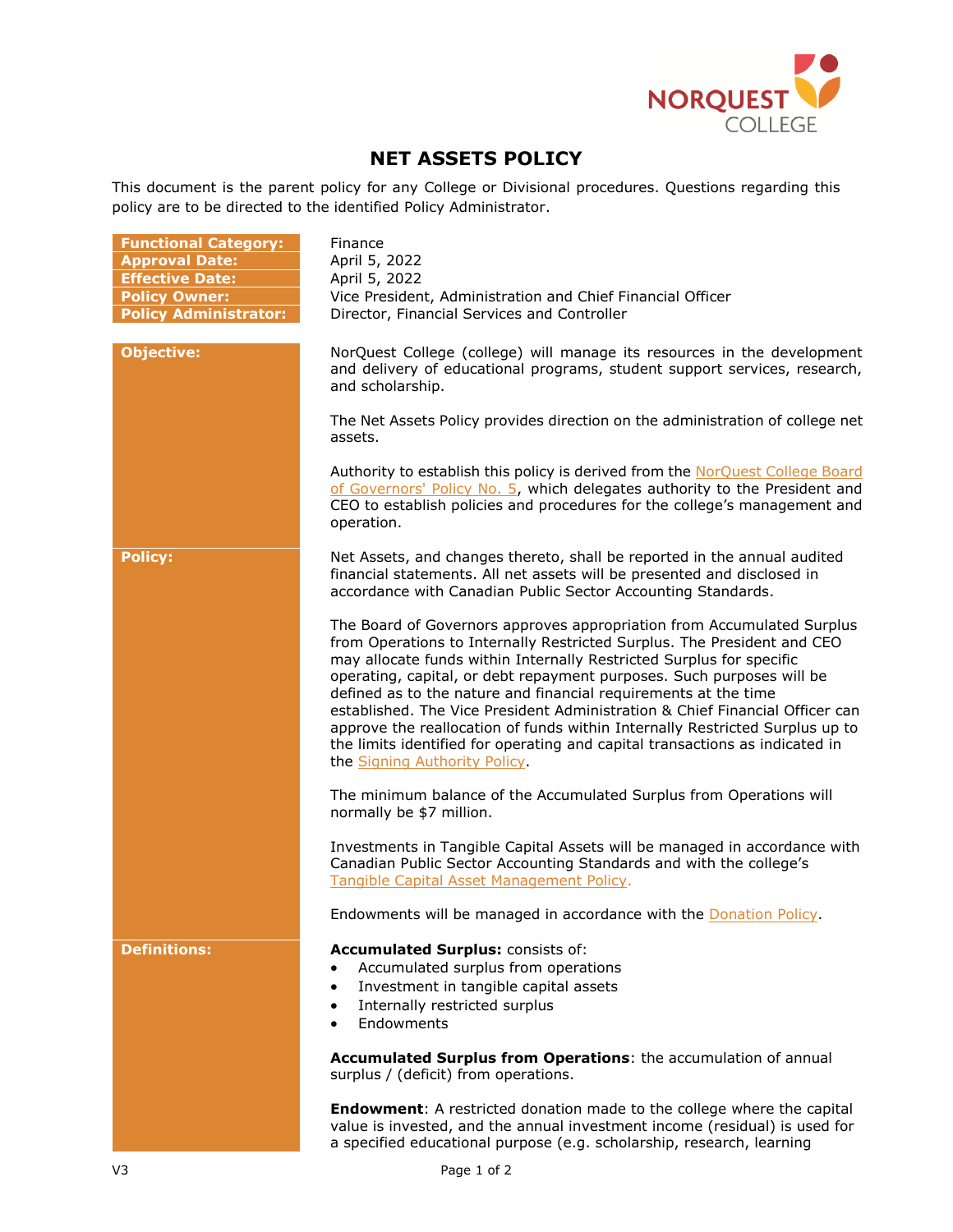# NET ASSETS POLICY

This document is the parent policy for any College or Divisional procedures. Questions regarding this policy are to be directed to the identified Policy Administrator.

| | |
|---|---|
| **Functional Category:** | Finance |
| **Approval Date:** | April 5, 2022 |
| **Effective Date:** | April 5, 2022 |
| **Policy Owner:** | Vice President, Administration and Chief Financial Officer |
| **Policy Administrator:** | Director, Financial Services and Controller |

## Objective:

NorQuest College (college) will manage its resources in the development and delivery of educational programs, student support services, research, and scholarship.

The Net Assets Policy provides direction on the administration of college net assets.

Authority to establish this policy is derived from the NorQuest College Board of Governors' Policy No. 5, which delegates authority to the President and CEO to establish policies and procedures for the college's management and operation.

## Policy:

Net Assets, and changes thereto, shall be reported in the annual audited financial statements. All net assets will be presented and disclosed in accordance with Canadian Public Sector Accounting Standards.

The Board of Governors approves appropriation from Accumulated Surplus from Operations to Internally Restricted Surplus. The President and CEO may allocate funds within Internally Restricted Surplus for specific operating, capital, or debt repayment purposes. Such purposes will be defined as to the nature and financial requirements at the time established. The Vice President Administration & Chief Financial Officer can approve the reallocation of funds within Internally Restricted Surplus up to the limits identified for operating and capital transactions as indicated in the Signing Authority Policy.

The minimum balance of the Accumulated Surplus from Operations will normally be $7 million.

Investments in Tangible Capital Assets will be managed in accordance with Canadian Public Sector Accounting Standards and with the college's Tangible Capital Asset Management Policy.

Endowments will be managed in accordance with the Donation Policy.

## Definitions:

**Accumulated Surplus:** consists of:

- Accumulated surplus from operations
- Investment in tangible capital assets
- Internally restricted surplus
- Endowments

**Accumulated Surplus from Operations**: the accumulation of annual surplus / (deficit) from operations.

**Endowment**: A restricted donation made to the college where the capital value is invested, and the annual investment income (residual) is used for a specified educational purpose (e.g. scholarship, research, learning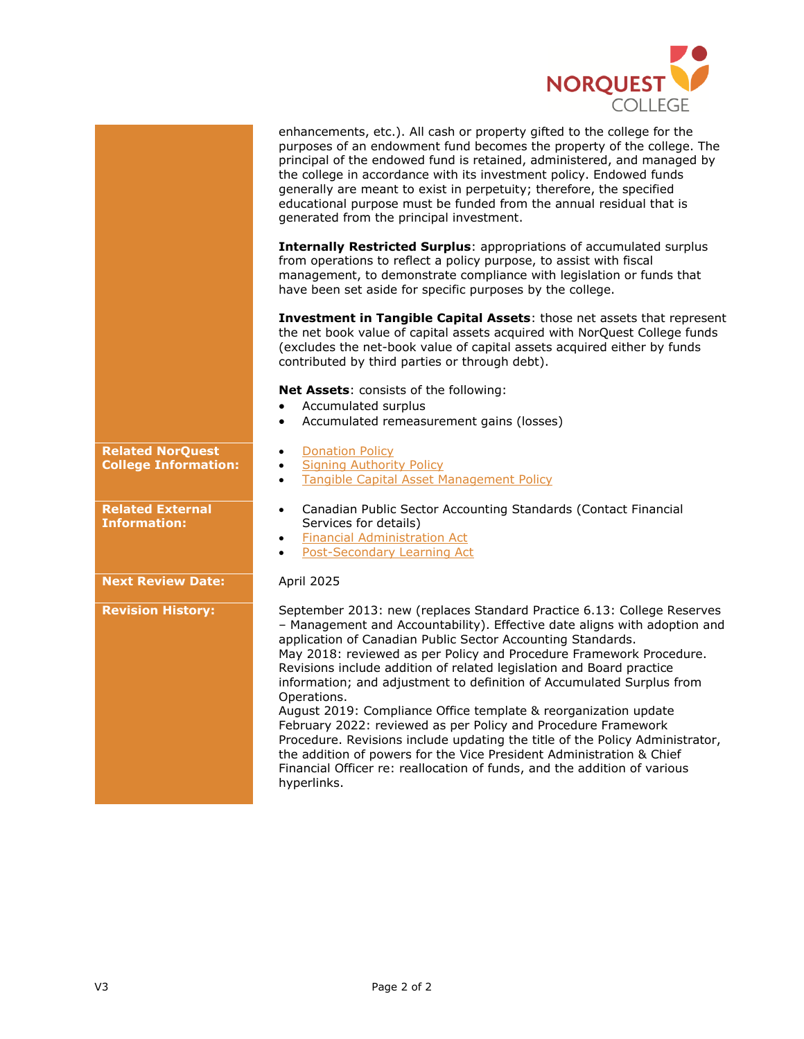enhancements, etc.). All cash or property gifted to the college for the purposes of an endowment fund becomes the property of the college. The principal of the endowed fund is retained, administered, and managed by the college in accordance with its investment policy. Endowed funds generally are meant to exist in perpetuity; therefore, the specified educational purpose must be funded from the annual residual that is generated from the principal investment.

**Internally Restricted Surplus**: appropriations of accumulated surplus from operations to reflect a policy purpose, to assist with fiscal management, to demonstrate compliance with legislation or funds that have been set aside for specific purposes by the college.

**Investment in Tangible Capital Assets**: those net assets that represent the net book value of capital assets acquired with NorQuest College funds (excludes the net-book value of capital assets acquired either by funds contributed by third parties or through debt).

**Net Assets**: consists of the following:

- Accumulated surplus
- Accumulated remeasurement gains (losses)

**Related NorQuest College Information:**

- Donation Policy
- Signing Authority Policy
- Tangible Capital Asset Management Policy

**Related External Information:**

- Canadian Public Sector Accounting Standards (Contact Financial Services for details)
- Financial Administration Act
- Post-Secondary Learning Act

**Next Review Date:** April 2025

**Revision History:**

September 2013: new (replaces Standard Practice 6.13: College Reserves – Management and Accountability). Effective date aligns with adoption and application of Canadian Public Sector Accounting Standards.
May 2018: reviewed as per Policy and Procedure Framework Procedure. Revisions include addition of related legislation and Board practice information; and adjustment to definition of Accumulated Surplus from Operations.
August 2019: Compliance Office template & reorganization update
February 2022: reviewed as per Policy and Procedure Framework Procedure. Revisions include updating the title of the Policy Administrator, the addition of powers for the Vice President Administration & Chief Financial Officer re: reallocation of funds, and the addition of various hyperlinks.

V3